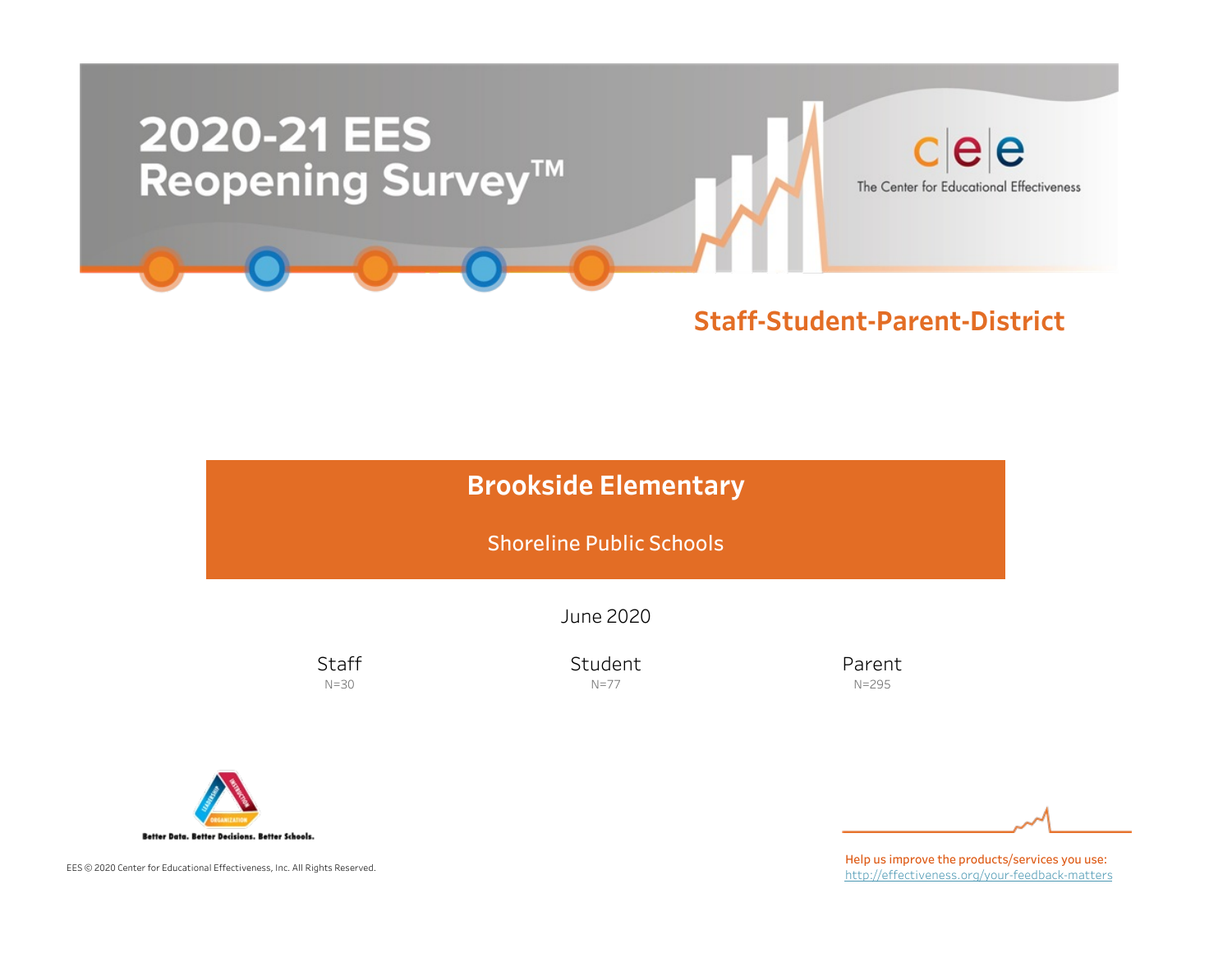# 2020-21 EES Reopening Survey™

The Center for Educational Effectiveness

## Staff-Student-Parent-District

## Brookside Elementary

Shoreline Public Schools

June 2020

| Staff | Student | Parent |
|---|---|---|
| N=30 | N=77 | N=295 |

Better Data. Better Decisions. Better Schools.

EES © 2020 Center for Educational Effectiveness, Inc. All Rights Reserved.

Help us improve the products/services you use: http://effectiveness.org/your-feedback-matters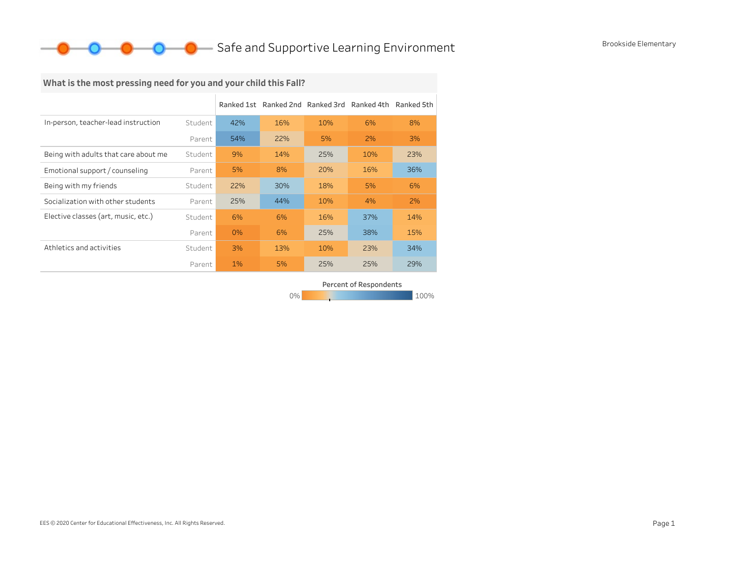# Safe and Supportive Learning Environment

Brookside Elementary

## What is the most pressing need for you and your child this Fall?

| | | Ranked 1st | Ranked 2nd | Ranked 3rd | Ranked 4th | Ranked 5th |
|---|---|---|---|---|---|---|
| In-person, teacher-lead instruction | Student | 42% | 16% | 10% | 6% | 8% |
| | Parent | 54% | 22% | 5% | 2% | 3% |
| Being with adults that care about me | Student | 9% | 14% | 25% | 10% | 23% |
| Emotional support / counseling | Parent | 5% | 8% | 20% | 16% | 36% |
| Being with my friends | Student | 22% | 30% | 18% | 5% | 6% |
| Socialization with other students | Parent | 25% | 44% | 10% | 4% | 2% |
| Elective classes (art, music, etc.) | Student | 6% | 6% | 16% | 37% | 14% |
| | Parent | 0% | 6% | 25% | 38% | 15% |
| Athletics and activities | Student | 3% | 13% | 10% | 23% | 34% |
| | Parent | 1% | 5% | 25% | 25% | 29% |

Percent of Respondents: 0% – 100%

EES © 2020 Center for Educational Effectiveness, Inc. All Rights Reserved.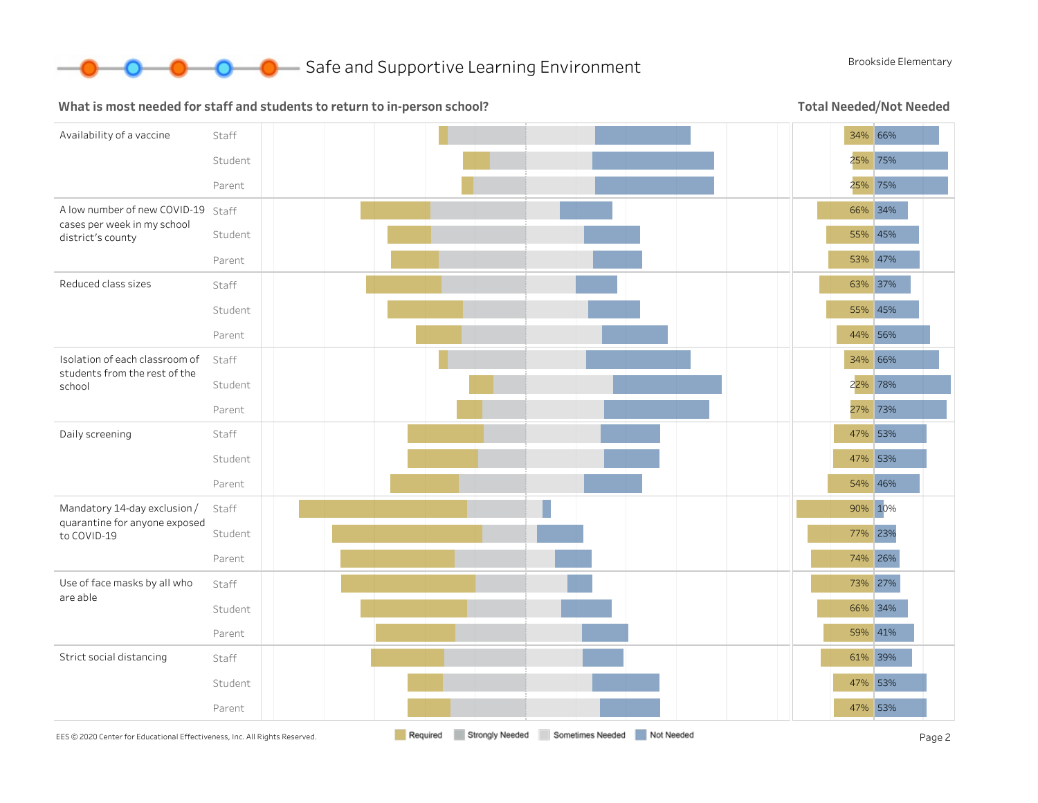# Safe and Supportive Learning Environment

Brookside Elementary

## What is most needed for staff and students to return to in-person school?

**Total Needed/Not Needed**

| Item | Group | Needed | Not Needed |
|---|---|---|---|
| Availability of a vaccine | Staff | 34% | 66% |
| | Student | 25% | 75% |
| | Parent | 25% | 75% |
| A low number of new COVID-19 cases per week in my school district's county | Staff | 66% | 34% |
| | Student | 55% | 45% |
| | Parent | 53% | 47% |
| Reduced class sizes | Staff | 63% | 37% |
| | Student | 55% | 45% |
| | Parent | 44% | 56% |
| Isolation of each classroom of students from the rest of the school | Staff | 34% | 66% |
| | Student | 22% | 78% |
| | Parent | 27% | 73% |
| Daily screening | Staff | 47% | 53% |
| | Student | 47% | 53% |
| | Parent | 54% | 46% |
| Mandatory 14-day exclusion / quarantine for anyone exposed to COVID-19 | Staff | 90% | 10% |
| | Student | 77% | 23% |
| | Parent | 74% | 26% |
| Use of face masks by all who are able | Staff | 73% | 27% |
| | Student | 66% | 34% |
| | Parent | 59% | 41% |
| Strict social distancing | Staff | 61% | 39% |
| | Student | 47% | 53% |
| | Parent | 47% | 53% |

Required | Strongly Needed | Sometimes Needed | Not Needed

EES © 2020 Center for Educational Effectiveness, Inc. All Rights Reserved.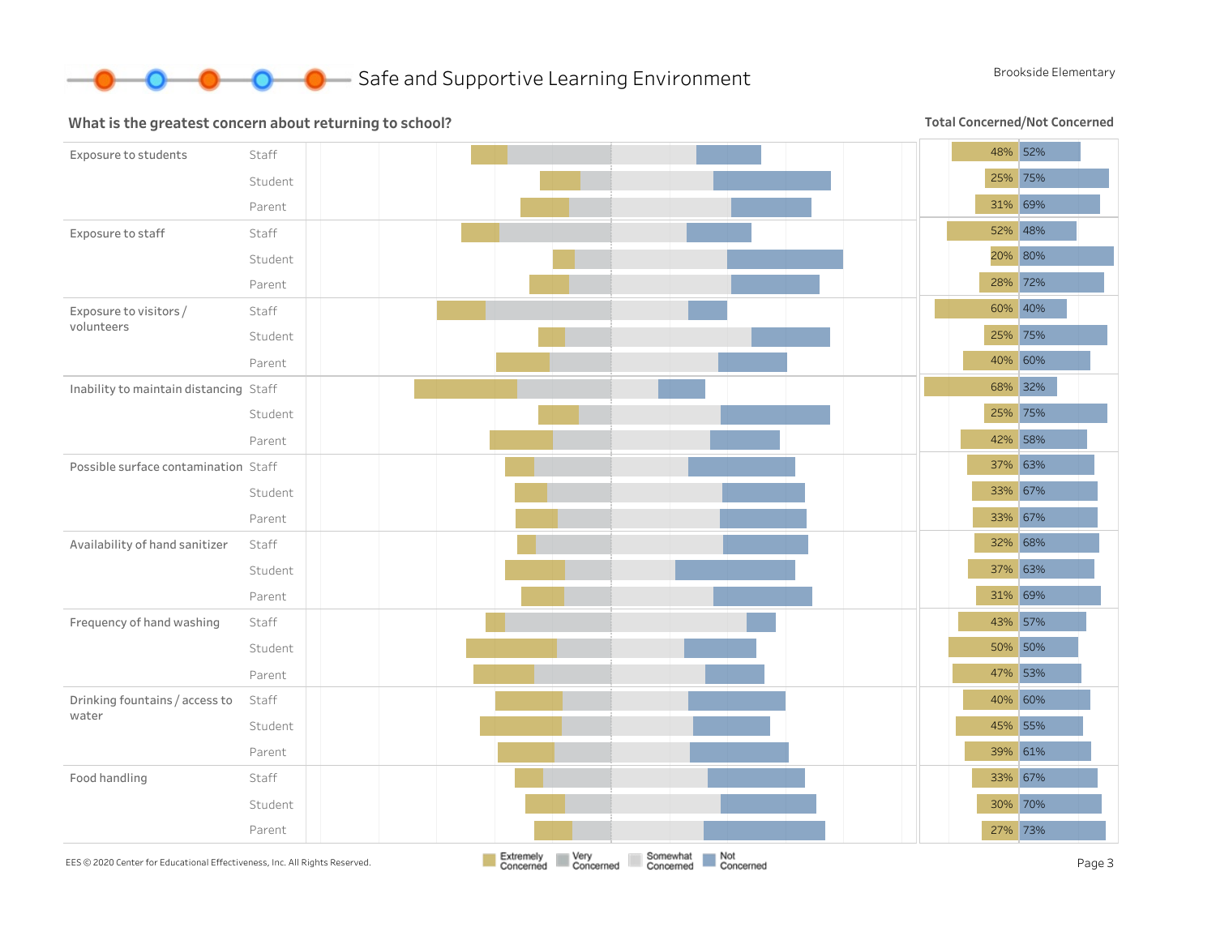## Safe and Supportive Learning Environment

Brookside Elementary

### What is the greatest concern about returning to school?

**Total Concerned/Not Concerned**

| Concern | Group | Total Concerned | Total Not Concerned |
|---|---|---|---|
| Exposure to students | Staff | 48% | 52% |
| | Student | 25% | 75% |
| | Parent | 31% | 69% |
| Exposure to staff | Staff | 52% | 48% |
| | Student | 20% | 80% |
| | Parent | 28% | 72% |
| Exposure to visitors / volunteers | Staff | 60% | 40% |
| | Student | 25% | 75% |
| | Parent | 40% | 60% |
| Inability to maintain distancing | Staff | 68% | 32% |
| | Student | 25% | 75% |
| | Parent | 42% | 58% |
| Possible surface contamination | Staff | 37% | 63% |
| | Student | 33% | 67% |
| | Parent | 33% | 67% |
| Availability of hand sanitizer | Staff | 32% | 68% |
| | Student | 37% | 63% |
| | Parent | 31% | 69% |
| Frequency of hand washing | Staff | 43% | 57% |
| | Student | 50% | 50% |
| | Parent | 47% | 53% |
| Drinking fountains / access to water | Staff | 40% | 60% |
| | Student | 45% | 55% |
| | Parent | 39% | 61% |
| Food handling | Staff | 33% | 67% |
| | Student | 30% | 70% |
| | Parent | 27% | 73% |

Legend: Extremely Concerned, Very Concerned, Somewhat Concerned, Not Concerned

EES © 2020 Center for Educational Effectiveness, Inc. All Rights Reserved.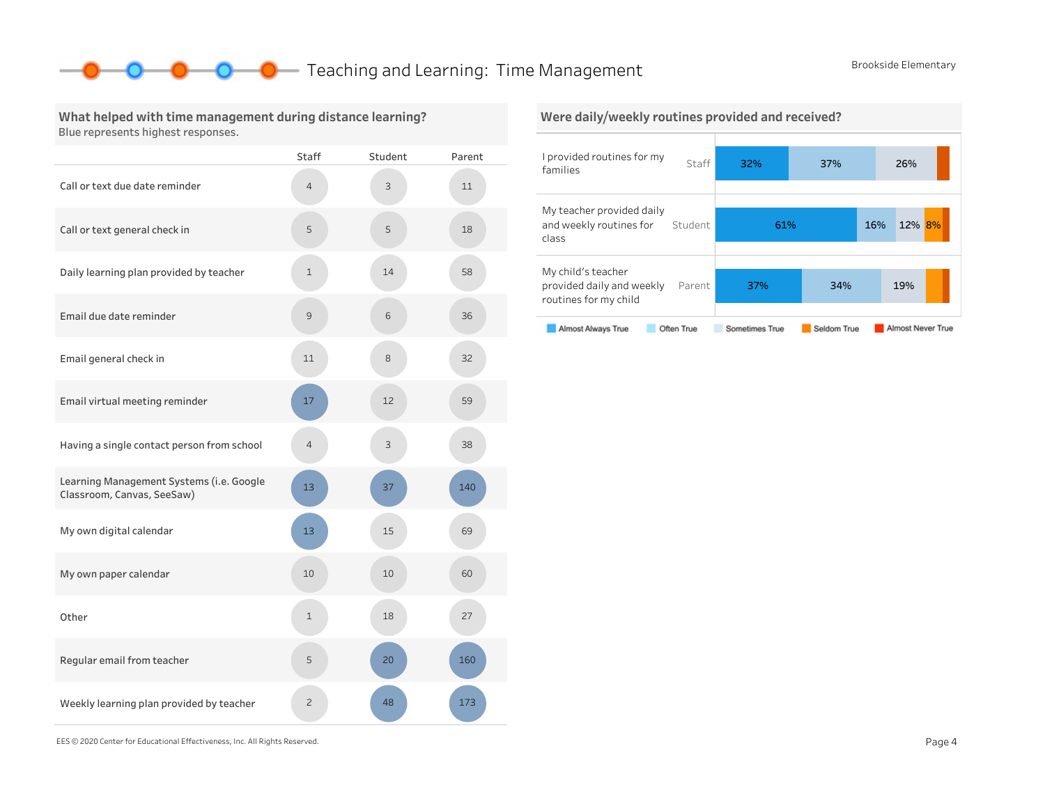# Teaching and Learning: Time Management

Brookside Elementary

## What helped with time management during distance learning?

Blue represents highest responses.

| | Staff | Student | Parent |
|---|---|---|---|
| Call or text due date reminder | 4 | 3 | 11 |
| Call or text general check in | 5 | 5 | 18 |
| Daily learning plan provided by teacher | 1 | 14 | 58 |
| Email due date reminder | 9 | 6 | 36 |
| Email general check in | 11 | 8 | 32 |
| Email virtual meeting reminder | **17** | 12 | 59 |
| Having a single contact person from school | 4 | 3 | 38 |
| Learning Management Systems (i.e. Google Classroom, Canvas, SeeSaw) | **13** | **37** | **140** |
| My own digital calendar | **13** | 15 | 69 |
| My own paper calendar | 10 | 10 | 60 |
| Other | 1 | 18 | 27 |
| Regular email from teacher | 5 | **20** | **160** |
| Weekly learning plan provided by teacher | 2 | **48** | **173** |

## Were daily/weekly routines provided and received?

| Statement | Group | Almost Always True | Often True | Sometimes True | Seldom True | Almost Never True |
|---|---|---|---|---|---|---|
| I provided routines for my families | Staff | 32% | 37% | 26% | | |
| My teacher provided daily and weekly routines for class | Student | 61% | 16% | 12% | 8% | |
| My child's teacher provided daily and weekly routines for my child | Parent | 37% | 34% | 19% | | |

Legend: Almost Always True, Often True, Sometimes True, Seldom True, Almost Never True

EES © 2020 Center for Educational Effectiveness, Inc. All Rights Reserved.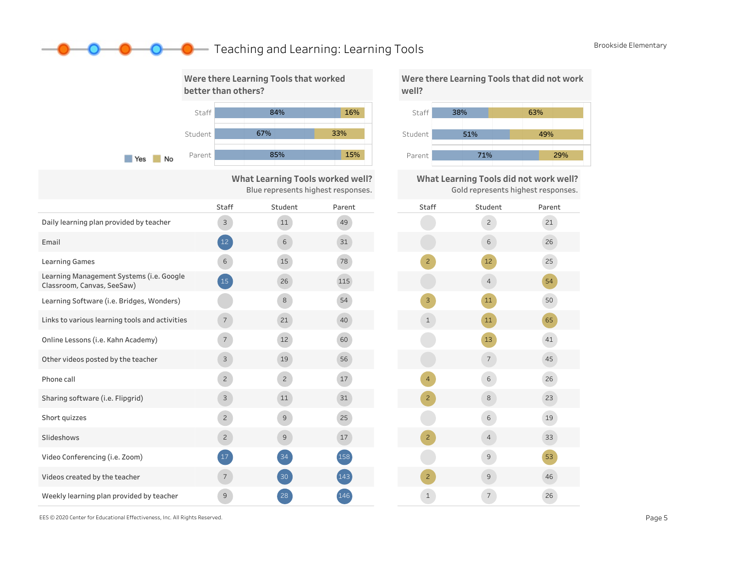# Teaching and Learning: Learning Tools

Brookside Elementary

## Were there Learning Tools that worked better than others?

| | Yes | No |
|---|---|---|
| Staff | 84% | 16% |
| Student | 67% | 33% |
| Parent | 85% | 15% |

## Were there Learning Tools that did not work well?

| | Yes | No |
|---|---|---|
| Staff | 38% | 63% |
| Student | 51% | 49% |
| Parent | 71% | 29% |

## What Learning Tools worked well? / What Learning Tools did not work well?

Blue represents highest responses. Gold represents highest responses.

| | Worked well: Staff | Worked well: Student | Worked well: Parent | Did not work well: Staff | Did not work well: Student | Did not work well: Parent |
|---|---|---|---|---|---|---|
| Daily learning plan provided by teacher | 3 | 11 | 49 | | 2 | 21 |
| Email | 12 | 6 | 31 | | 6 | 26 |
| Learning Games | 6 | 15 | 78 | 2 | 12 | 25 |
| Learning Management Systems (i.e. Google Classroom, Canvas, SeeSaw) | 15 | 26 | 115 | | 4 | 54 |
| Learning Software (i.e. Bridges, Wonders) | | 8 | 54 | 3 | 11 | 50 |
| Links to various learning tools and activities | 7 | 21 | 40 | 1 | 11 | 65 |
| Online Lessons (i.e. Kahn Academy) | 7 | 12 | 60 | | 13 | 41 |
| Other videos posted by the teacher | 3 | 19 | 56 | | 7 | 45 |
| Phone call | 2 | 2 | 17 | 4 | 6 | 26 |
| Sharing software (i.e. Flipgrid) | 3 | 11 | 31 | 2 | 8 | 23 |
| Short quizzes | 2 | 9 | 25 | | 6 | 19 |
| Slideshows | 2 | 9 | 17 | 2 | 4 | 33 |
| Video Conferencing (i.e. Zoom) | 17 | 34 | 158 | | 9 | 53 |
| Videos created by the teacher | 7 | 30 | 143 | 2 | 9 | 46 |
| Weekly learning plan provided by teacher | 9 | 28 | 146 | 1 | 7 | 26 |

EES © 2020 Center for Educational Effectiveness, Inc. All Rights Reserved.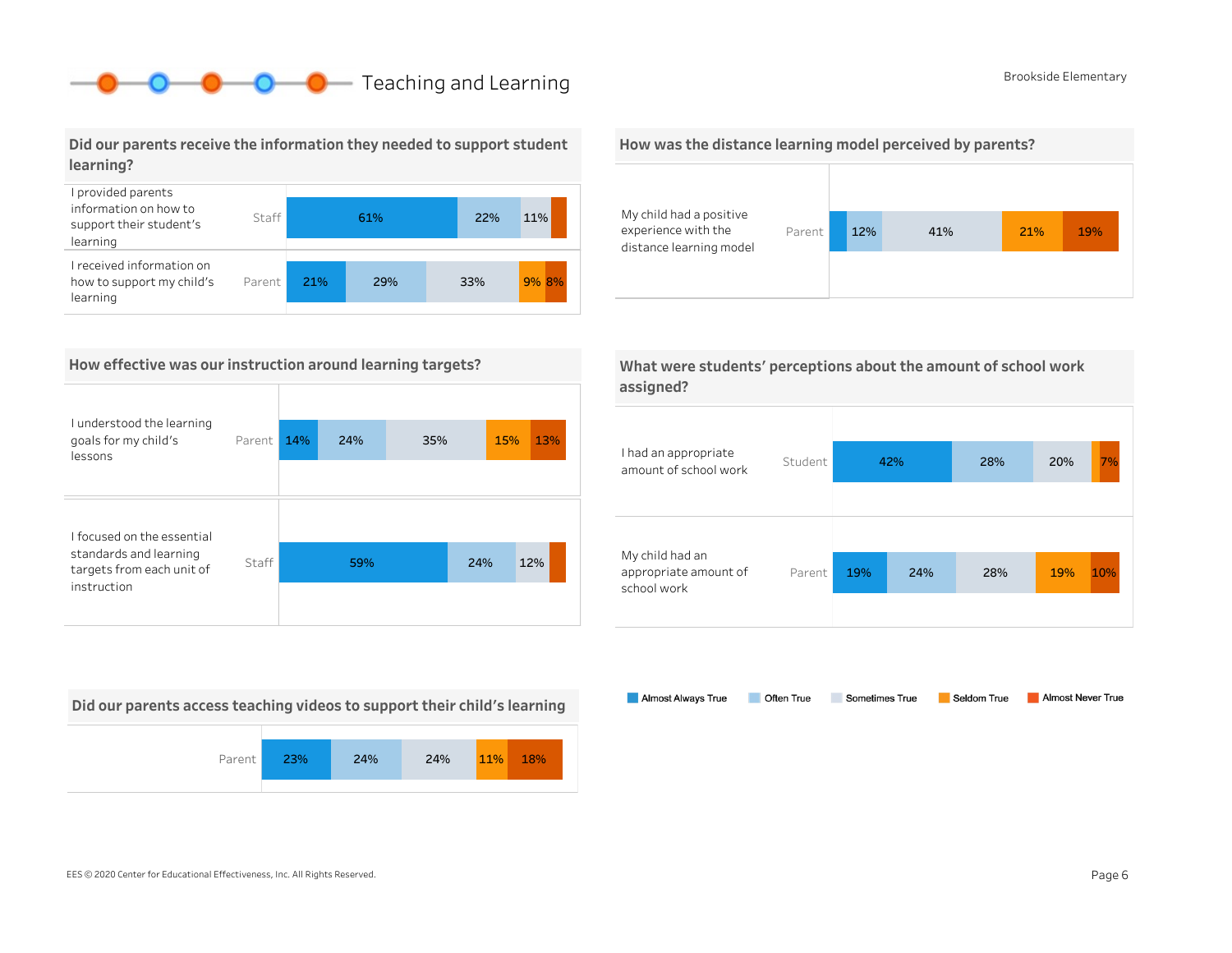# Teaching and Learning

Brookside Elementary

## Did our parents receive the information they needed to support student learning?

| Statement | Respondent | Almost Always True | Often True | Sometimes True | Seldom True | Almost Never True |
|---|---|---|---|---|---|---|
| I provided parents information on how to support their student's learning | Staff | 61% | 22% | 11% | | |
| I received information on how to support my child's learning | Parent | 21% | 29% | 33% | 9% | 8% |

## How was the distance learning model perceived by parents?

| Statement | Respondent | Almost Always True | Often True | Sometimes True | Seldom True | Almost Never True |
|---|---|---|---|---|---|---|
| My child had a positive experience with the distance learning model | Parent | | 12% | 41% | 21% | 19% |

## How effective was our instruction around learning targets?

| Statement | Respondent | Almost Always True | Often True | Sometimes True | Seldom True | Almost Never True |
|---|---|---|---|---|---|---|
| I understood the learning goals for my child's lessons | Parent | 14% | 24% | 35% | 15% | 13% |
| I focused on the essential standards and learning targets from each unit of instruction | Staff | 59% | 24% | 12% | | |

## What were students' perceptions about the amount of school work assigned?

| Statement | Respondent | Almost Always True | Often True | Sometimes True | Seldom True | Almost Never True |
|---|---|---|---|---|---|---|
| I had an appropriate amount of school work | Student | 42% | 28% | 20% | | 7% |
| My child had an appropriate amount of school work | Parent | 19% | 24% | 28% | 19% | 10% |

## Did our parents access teaching videos to support their child's learning

| Respondent | Almost Always True | Often True | Sometimes True | Seldom True | Almost Never True |
|---|---|---|---|---|---|
| Parent | 23% | 24% | 24% | 11% | 18% |

Legend: Almost Always True, Often True, Sometimes True, Seldom True, Almost Never True

EES © 2020 Center for Educational Effectiveness, Inc. All Rights Reserved.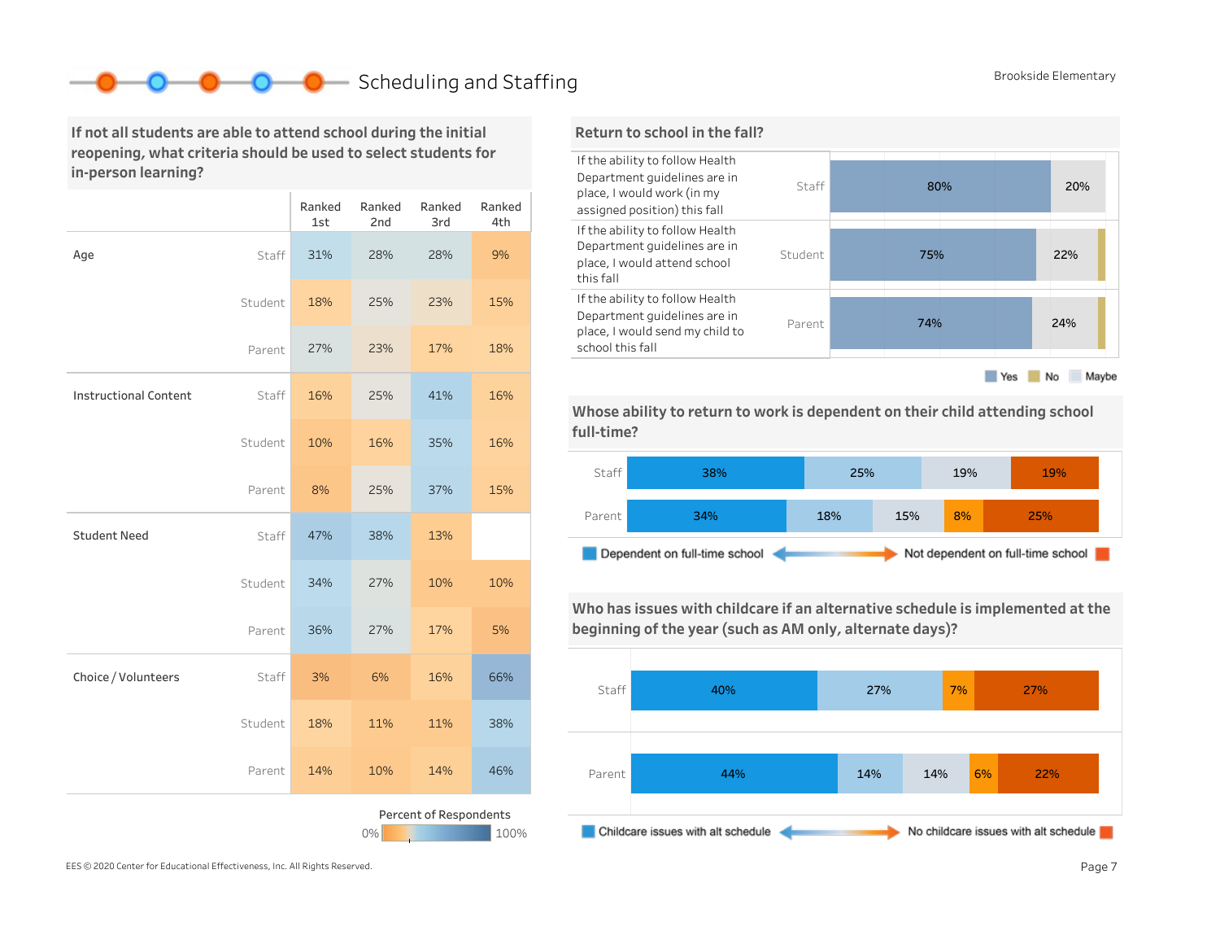# Scheduling and Staffing

Brookside Elementary

## If not all students are able to attend school during the initial reopening, what criteria should be used to select students for in-person learning?

| | | Ranked 1st | Ranked 2nd | Ranked 3rd | Ranked 4th |
|---|---|---|---|---|---|
| Age | Staff | 31% | 28% | 28% | 9% |
| | Student | 18% | 25% | 23% | 15% |
| | Parent | 27% | 23% | 17% | 18% |
| Instructional Content | Staff | 16% | 25% | 41% | 16% |
| | Student | 10% | 16% | 35% | 16% |
| | Parent | 8% | 25% | 37% | 15% |
| Student Need | Staff | 47% | 38% | 13% | |
| | Student | 34% | 27% | 10% | 10% |
| | Parent | 36% | 27% | 17% | 5% |
| Choice / Volunteers | Staff | 3% | 6% | 16% | 66% |
| | Student | 18% | 11% | 11% | 38% |
| | Parent | 14% | 10% | 14% | 46% |

Percent of Respondents: 0% – 100%

## Return to school in the fall?

| Statement | Group | Yes | Maybe | No |
|---|---|---|---|---|
| If the ability to follow Health Department guidelines are in place, I would work (in my assigned position) this fall | Staff | 80% | 20% | |
| If the ability to follow Health Department guidelines are in place, I would attend school this fall | Student | 75% | 22% | |
| If the ability to follow Health Department guidelines are in place, I would send my child to school this fall | Parent | 74% | 24% | |

Yes / No / Maybe

## Whose ability to return to work is dependent on their child attending school full-time?

| | | | | | |
|---|---|---|---|---|---|
| Staff | 38% | 25% | 19% | | 19% |
| Parent | 34% | 18% | 15% | 8% | 25% |

Dependent on full-time school ↔ Not dependent on full-time school

## Who has issues with childcare if an alternative schedule is implemented at the beginning of the year (such as AM only, alternate days)?

| | | | | | |
|---|---|---|---|---|---|
| Staff | 40% | 27% | | 7% | 27% |
| Parent | 44% | 14% | 14% | 6% | 22% |

Childcare issues with alt schedule ↔ No childcare issues with alt schedule

EES © 2020 Center for Educational Effectiveness, Inc. All Rights Reserved.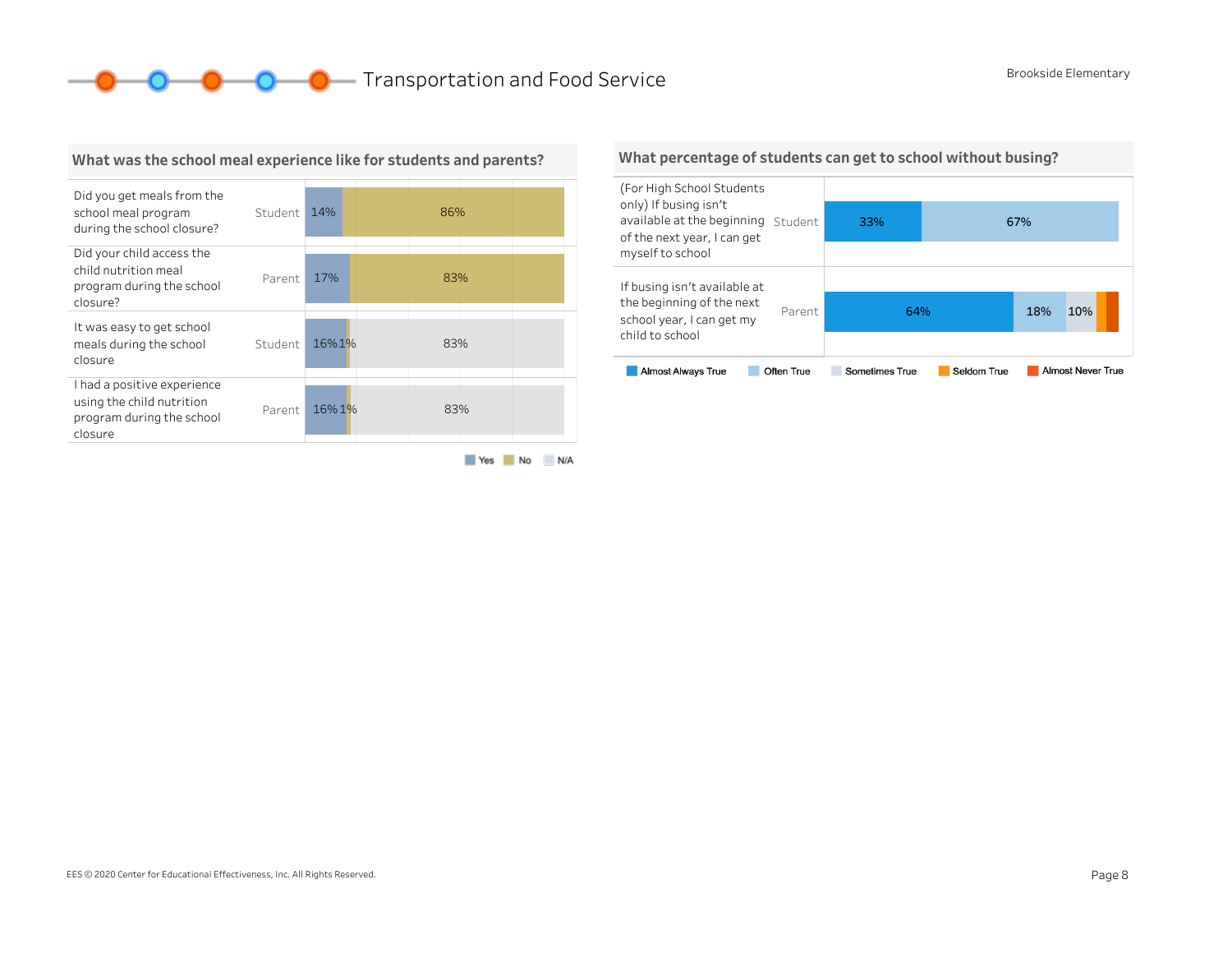# Transportation and Food Service

Brookside Elementary

## What was the school meal experience like for students and parents?

| Question | Respondent | Yes | No | N/A |
|---|---|---|---|---|
| Did you get meals from the school meal program during the school closure? | Student | 14% | 86% | |
| Did your child access the child nutrition meal program during the school closure? | Parent | 17% | 83% | |
| It was easy to get school meals during the school closure | Student | 16% | 1% | 83% |
| I had a positive experience using the child nutrition program during the school closure | Parent | 16% | 1% | 83% |

## What percentage of students can get to school without busing?

| Question | Respondent | Almost Always True | Often True | Sometimes True | Seldom True | Almost Never True |
|---|---|---|---|---|---|---|
| (For High School Students only) If busing isn't available at the beginning of the next year, I can get myself to school | Student | 33% | 67% | | | |
| If busing isn't available at the beginning of the next school year, I can get my child to school | Parent | 64% | 18% | 10% | | |

EES © 2020 Center for Educational Effectiveness, Inc. All Rights Reserved.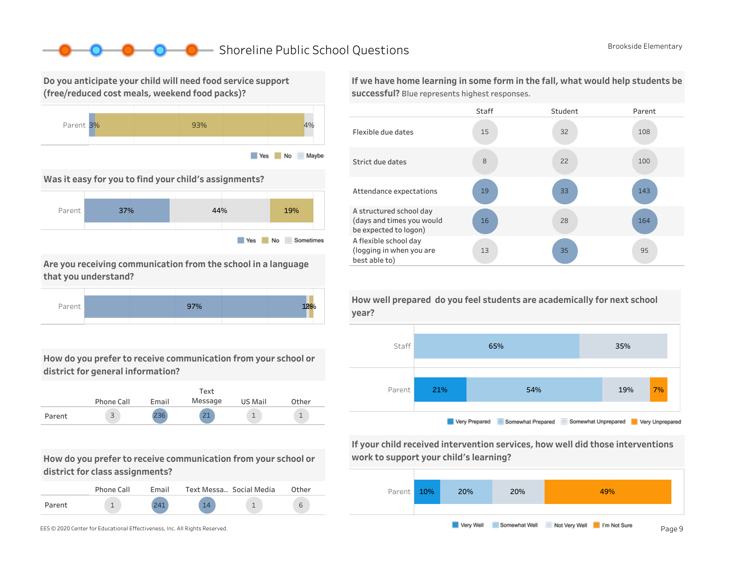# Shoreline Public School Questions

Brookside Elementary

## Do you anticipate your child will need food service support (free/reduced cost meals, weekend food packs)?

| | Yes | No | Maybe |
|---|---|---|---|
| Parent | 3% | 93% | 4% |

## Was it easy for you to find your child's assignments?

| | Yes | No | Sometimes |
|---|---|---|---|
| Parent | 37% | 19% | 44% |

## Are you receiving communication from the school in a language that you understand?

| | Yes | No | Sometimes |
|---|---|---|---|
| Parent | 97% | 1% | 2% |

## How do you prefer to receive communication from your school or district for general information?

| | Phone Call | Email | Text Message | US Mail | Other |
|---|---|---|---|---|---|
| Parent | 3 | 236 | 21 | 1 | 1 |

## How do you prefer to receive communication from your school or district for class assignments?

| | Phone Call | Email | Text Messa.. | Social Media | Other |
|---|---|---|---|---|---|
| Parent | 1 | 241 | 14 | 1 | 6 |

## If we have home learning in some form in the fall, what would help students be successful?

Blue represents highest responses.

| | Staff | Student | Parent |
|---|---|---|---|
| Flexible due dates | 15 | 32 | 108 |
| Strict due dates | 8 | 22 | 100 |
| Attendance expectations | 19 | 33 | 143 |
| A structured school day (days and times you would be expected to logon) | 16 | 28 | 164 |
| A flexible school day (logging in when you are best able to) | 13 | 35 | 95 |

## How well prepared do you feel students are academically for next school year?

| | Very Prepared | Somewhat Prepared | Somewhat Unprepared | Very Unprepared |
|---|---|---|---|---|
| Staff | | 65% | 35% | |
| Parent | 21% | 54% | 19% | 7% |

## If your child received intervention services, how well did those interventions work to support your child's learning?

| | Very Well | Somewhat Well | Not Very Well | I'm Not Sure |
|---|---|---|---|---|
| Parent | 10% | 20% | 20% | 49% |

EES © 2020 Center for Educational Effectiveness, Inc. All Rights Reserved.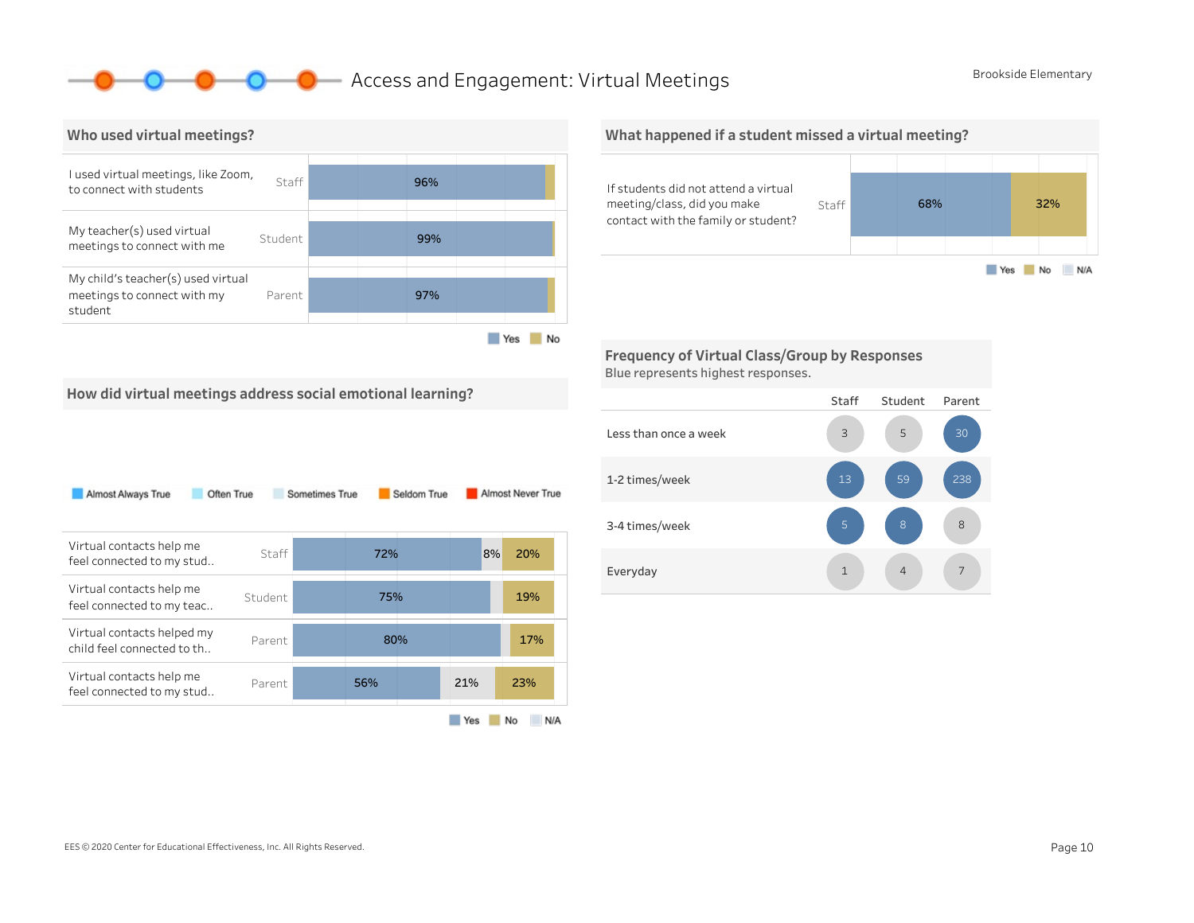# Access and Engagement: Virtual Meetings

Brookside Elementary

## Who used virtual meetings?

| Question | Respondent | Yes | No |
|---|---|---|---|
| I used virtual meetings, like Zoom, to connect with students | Staff | 96% | |
| My teacher(s) used virtual meetings to connect with me | Student | 99% | |
| My child's teacher(s) used virtual meetings to connect with my student | Parent | 97% | |

## What happened if a student missed a virtual meeting?

| Question | Respondent | Yes | No | N/A |
|---|---|---|---|---|
| If students did not attend a virtual meeting/class, did you make contact with the family or student? | Staff | 68% | 32% | |

## How did virtual meetings address social emotional learning?

Almost Always True | Often True | Sometimes True | Seldom True | Almost Never True

| Question | Respondent | Yes | N/A | No |
|---|---|---|---|---|
| Virtual contacts help me feel connected to my stud.. | Staff | 72% | 8% | 20% |
| Virtual contacts help me feel connected to my teac.. | Student | 75% | | 19% |
| Virtual contacts helped my child feel connected to th.. | Parent | 80% | | 17% |
| Virtual contacts help me feel connected to my stud.. | Parent | 56% | 21% | 23% |

## Frequency of Virtual Class/Group by Responses

Blue represents highest responses.

| | Staff | Student | Parent |
|---|---|---|---|
| Less than once a week | 3 | 5 | 30 |
| 1-2 times/week | 13 | 59 | 238 |
| 3-4 times/week | 5 | 8 | 8 |
| Everyday | 1 | 4 | 7 |

EES © 2020 Center for Educational Effectiveness, Inc. All Rights Reserved.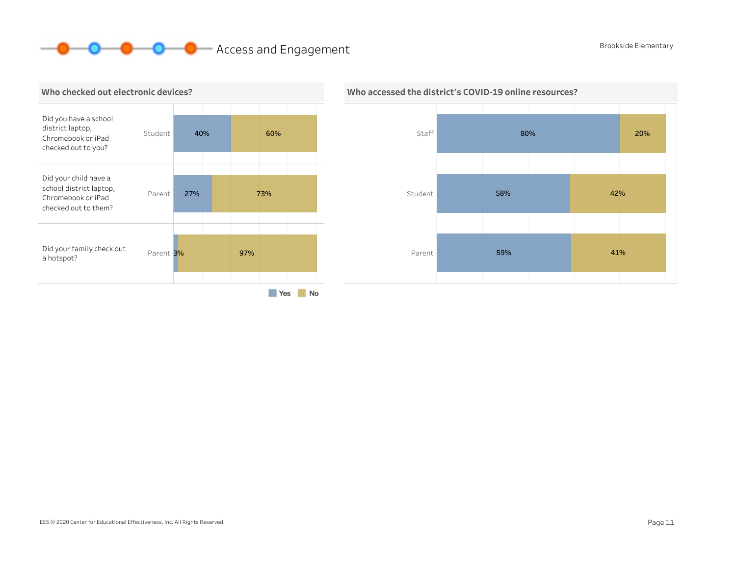# Access and Engagement

Brookside Elementary

## Who checked out electronic devices?

| Question | Respondent | Yes | No |
|---|---|---|---|
| Did you have a school district laptop, Chromebook or iPad checked out to you? | Student | 40% | 60% |
| Did your child have a school district laptop, Chromebook or iPad checked out to them? | Parent | 27% | 73% |
| Did your family check out a hotspot? | Parent | 3% | 97% |

## Who accessed the district's COVID-19 online resources?

| Respondent | Yes | No |
|---|---|---|
| Staff | 80% | 20% |
| Student | 58% | 42% |
| Parent | 59% | 41% |

EES © 2020 Center for Educational Effectiveness, Inc. All Rights Reserved.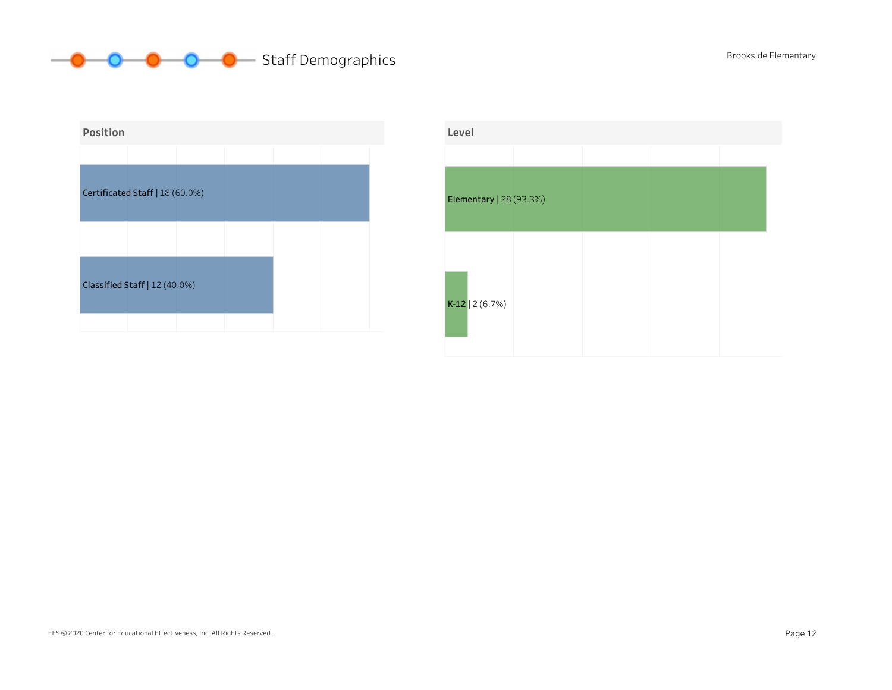# Staff Demographics

Brookside Elementary

## Position

| Position | Count | Percent |
|---|---|---|
| Certificated Staff | 18 | 60.0% |
| Classified Staff | 12 | 40.0% |

## Level

| Level | Count | Percent |
|---|---|---|
| Elementary | 28 | 93.3% |
| K-12 | 2 | 6.7% |

EES © 2020 Center for Educational Effectiveness, Inc. All Rights Reserved.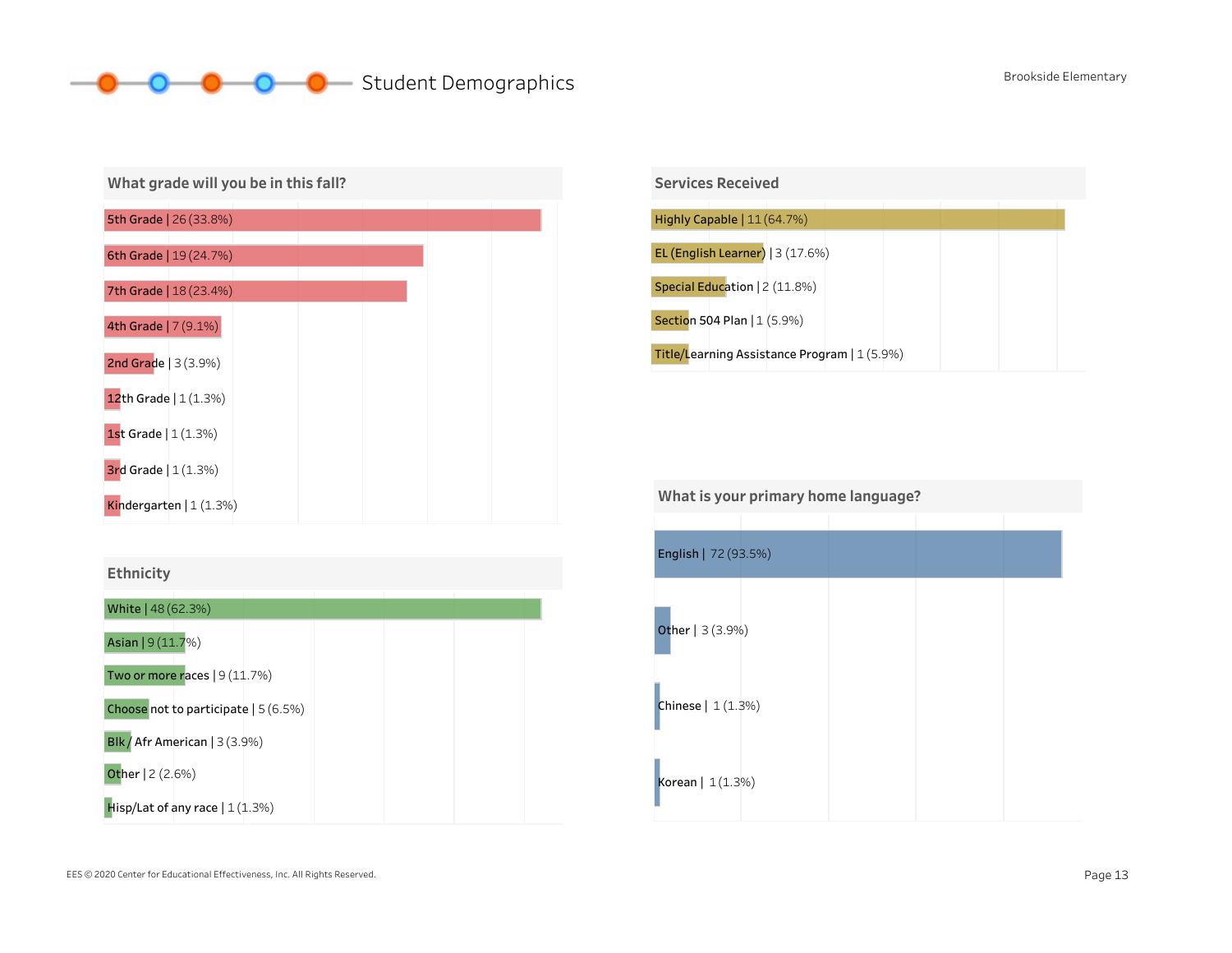# Student Demographics

Brookside Elementary

## What grade will you be in this fall?

| Grade | Count (%) |
|---|---|
| 5th Grade | 26 (33.8%) |
| 6th Grade | 19 (24.7%) |
| 7th Grade | 18 (23.4%) |
| 4th Grade | 7 (9.1%) |
| 2nd Grade | 3 (3.9%) |
| 12th Grade | 1 (1.3%) |
| 1st Grade | 1 (1.3%) |
| 3rd Grade | 1 (1.3%) |
| Kindergarten | 1 (1.3%) |

## Services Received

| Service | Count (%) |
|---|---|
| Highly Capable | 11 (64.7%) |
| EL (English Learner) | 3 (17.6%) |
| Special Education | 2 (11.8%) |
| Section 504 Plan | 1 (5.9%) |
| Title/Learning Assistance Program | 1 (5.9%) |

## Ethnicity

| Ethnicity | Count (%) |
|---|---|
| White | 48 (62.3%) |
| Asian | 9 (11.7%) |
| Two or more races | 9 (11.7%) |
| Choose not to participate | 5 (6.5%) |
| Blk / Afr American | 3 (3.9%) |
| Other | 2 (2.6%) |
| Hisp/Lat of any race | 1 (1.3%) |

## What is your primary home language?

| Language | Count (%) |
|---|---|
| English | 72 (93.5%) |
| Other | 3 (3.9%) |
| Chinese | 1 (1.3%) |
| Korean | 1 (1.3%) |

EES © 2020 Center for Educational Effectiveness, Inc. All Rights Reserved.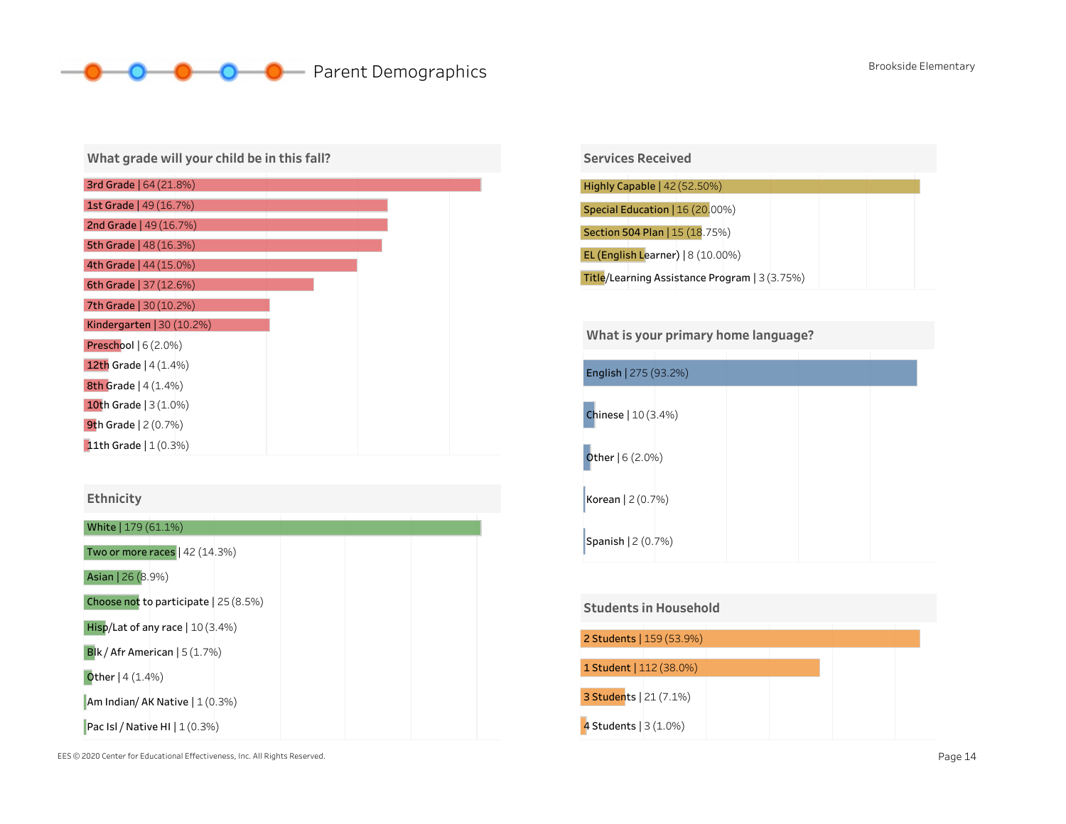# Parent Demographics

Brookside Elementary

## What grade will your child be in this fall?

3rd Grade | 64 (21.8%)
1st Grade | 49 (16.7%)
2nd Grade | 49 (16.7%)
5th Grade | 48 (16.3%)
4th Grade | 44 (15.0%)
6th Grade | 37 (12.6%)
7th Grade | 30 (10.2%)
Kindergarten | 30 (10.2%)
Preschool | 6 (2.0%)
12th Grade | 4 (1.4%)
8th Grade | 4 (1.4%)
10th Grade | 3 (1.0%)
9th Grade | 2 (0.7%)
11th Grade | 1 (0.3%)

## Ethnicity

White | 179 (61.1%)
Two or more races | 42 (14.3%)
Asian | 26 (8.9%)
Choose not to participate | 25 (8.5%)
Hisp/Lat of any race | 10 (3.4%)
Blk / Afr American | 5 (1.7%)
Other | 4 (1.4%)
Am Indian/ AK Native | 1 (0.3%)
Pac Isl / Native HI | 1 (0.3%)

## Services Received

Highly Capable | 42 (52.50%)
Special Education | 16 (20.00%)
Section 504 Plan | 15 (18.75%)
EL (English Learner) | 8 (10.00%)
Title/Learning Assistance Program | 3 (3.75%)

## What is your primary home language?

English | 275 (93.2%)
Chinese | 10 (3.4%)
Other | 6 (2.0%)
Korean | 2 (0.7%)
Spanish | 2 (0.7%)

## Students in Household

2 Students | 159 (53.9%)
1 Student | 112 (38.0%)
3 Students | 21 (7.1%)
4 Students | 3 (1.0%)

EES © 2020 Center for Educational Effectiveness, Inc. All Rights Reserved.